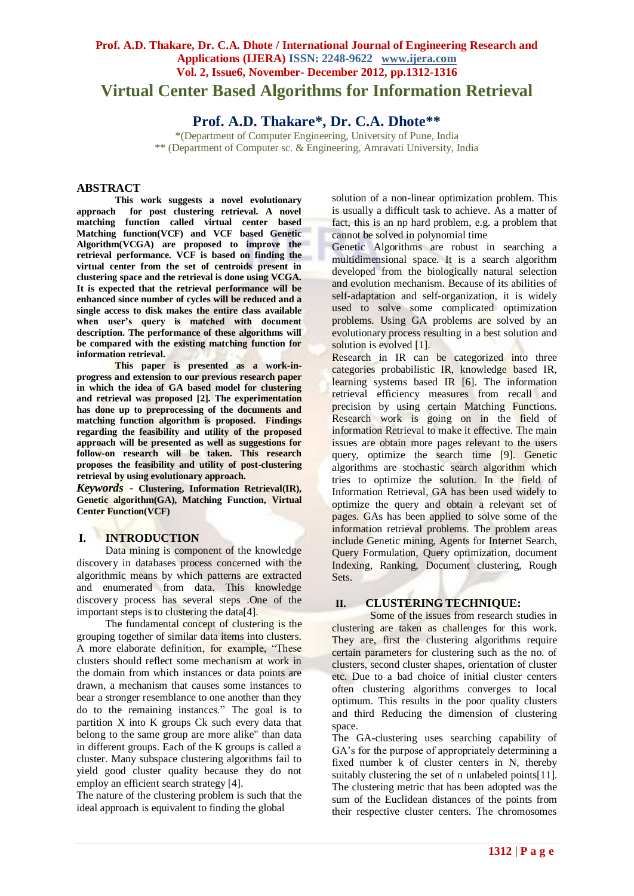# Virtual Center Based Algorithms for Information Retrieval

## Prof. A.D. Thakare*, Dr. C.A. Dhote**

*(Department of Computer Engineering, University of Pune, India
** (Department of Computer sc. & Engineering, Amravati University, India

## ABSTRACT

**This work suggests a novel evolutionary approach for post clustering retrieval. A novel matching function called virtual center based Matching function(VCF) and VCF based Genetic Algorithm(VCGA) are proposed to improve the retrieval performance. VCF is based on finding the virtual center from the set of centroids present in clustering space and the retrieval is done using VCGA. It is expected that the retrieval performance will be enhanced since number of cycles will be reduced and a single access to disk makes the entire class available when user's query is matched with document description. The performance of these algorithms will be compared with the existing matching function for information retrieval.**

**This paper is presented as a work-in-progress and extension to our previous research paper in which the idea of GA based model for clustering and retrieval was proposed [2]. The experimentation has done up to preprocessing of the documents and matching function algorithm is proposed. Findings regarding the feasibility and utility of the proposed approach will be presented as well as suggestions for follow-on research will be taken. This research proposes the feasibility and utility of post-clustering retrieval by using evolutionary approach.**

***Keywords* - Clustering, Information Retrieval(IR), Genetic algorithm(GA), Matching Function, Virtual Center Function(VCF)**

## I. INTRODUCTION

Data mining is component of the knowledge discovery in databases process concerned with the algorithmic means by which patterns are extracted and enumerated from data. This knowledge discovery process has several steps .One of the important steps is to clustering the data[4].

The fundamental concept of clustering is the grouping together of similar data items into clusters. A more elaborate definition, for example, "These clusters should reflect some mechanism at work in the domain from which instances or data points are drawn, a mechanism that causes some instances to bear a stronger resemblance to one another than they do to the remaining instances." The goal is to partition X into K groups Ck such every data that belong to the same group are more alike" than data in different groups. Each of the K groups is called a cluster. Many subspace clustering algorithms fail to yield good cluster quality because they do not employ an efficient search strategy [4].

The nature of the clustering problem is such that the ideal approach is equivalent to finding the global solution of a non-linear optimization problem. This is usually a difficult task to achieve. As a matter of fact, this is an np hard problem, e.g. a problem that cannot be solved in polynomial time

Genetic Algorithms are robust in searching a multidimensional space. It is a search algorithm developed from the biologically natural selection and evolution mechanism. Because of its abilities of self-adaptation and self-organization, it is widely used to solve some complicated optimization problems. Using GA problems are solved by an evolutionary process resulting in a best solution and solution is evolved [1].

Research in IR can be categorized into three categories probabilistic IR, knowledge based IR, learning systems based IR [6]. The information retrieval efficiency measures from recall and precision by using certain Matching Functions. Research work is going on in the field of information Retrieval to make it effective. The main issues are obtain more pages relevant to the users query, optimize the search time [9]. Genetic algorithms are stochastic search algorithm which tries to optimize the solution. In the field of Information Retrieval, GA has been used widely to optimize the query and obtain a relevant set of pages. GAs has been applied to solve some of the information retrieval problems. The problem areas include Generic mining, Agents for Internet Search, Query Formulation, Query optimization, document Indexing, Ranking, Document clustering, Rough Sets.

## II. CLUSTERING TECHNIQUE:

Some of the issues from research studies in clustering are taken as challenges for this work. They are, first the clustering algorithms require certain parameters for clustering such as the no. of clusters, second cluster shapes, orientation of cluster etc. Due to a bad choice of initial cluster centers often clustering algorithms converges to local optimum. This results in the poor quality clusters and third Reducing the dimension of clustering space.

The GA-clustering uses searching capability of GA's for the purpose of appropriately determining a fixed number k of cluster centers in N, thereby suitably clustering the set of n unlabeled points[11]. The clustering metric that has been adopted was the sum of the Euclidean distances of the points from their respective cluster centers. The chromosomes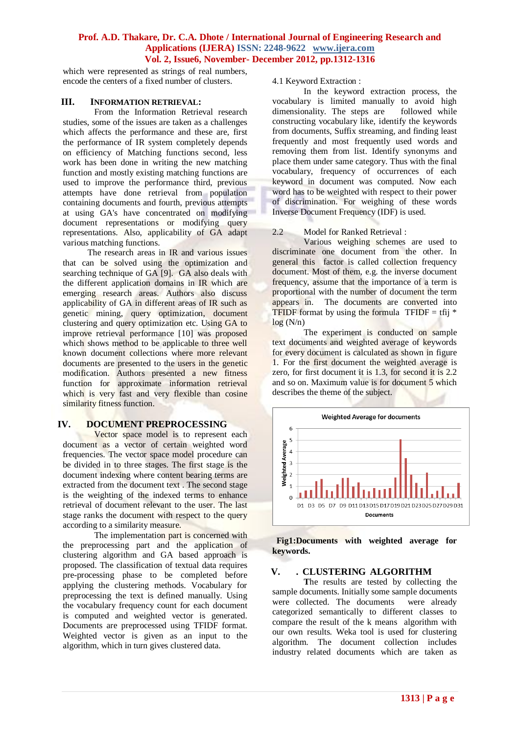which were represented as strings of real numbers, encode the centers of a fixed number of clusters.

## III. Information Retrieval:

From the Information Retrieval research studies, some of the issues are taken as a challenges which affects the performance and these are, first the performance of IR system completely depends on efficiency of Matching functions second, less work has been done in writing the new matching function and mostly existing matching functions are used to improve the performance third, previous attempts have done retrieval from population containing documents and fourth, previous attempts at using GA's have concentrated on modifying document representations or modifying query representations. Also, applicability of GA adapt various matching functions.

The research areas in IR and various issues that can be solved using the optimization and searching technique of GA [9]. GA also deals with the different application domains in IR which are emerging research areas. Authors also discuss applicability of GA in different areas of IR such as genetic mining, query optimization, document clustering and query optimization etc. Using GA to improve retrieval performance [10] which shows method to be applicable to three well known document collections where more relevant documents are presented to the users in the genetic modification. Authors presented a new fitness function for approximate information retrieval which is very fast and very flexible than cosine similarity fitness function.

## IV. DOCUMENT PREPROCESSING

Vector space model is to represent each document as a vector of certain weighted word frequencies. The vector space model procedure can be divided in to three stages. The first stage is the document indexing where content bearing terms are extracted from the document text . The second stage is the weighting of the indexed terms to enhance retrieval of document relevant to the user. The last stage ranks the document with respect to the query according to a similarity measure.

The implementation part is concerned with the preprocessing part and the application of clustering algorithm and GA based approach is proposed. The classification of textual data requires pre-processing phase to be completed before applying the clustering methods. Vocabulary for preprocessing the text is defined manually. Using the vocabulary frequency count for each document is computed and weighted vector is generated. Documents are preprocessed using TFIDF format. Weighted vector is given as an input to the algorithm, which in turn gives clustered data.

4.1 Keyword Extraction :

In the keyword extraction process, the vocabulary is limited manually to avoid high dimensionality. The steps are followed while constructing vocabulary like, identify the keywords from documents, Suffix streaming, and finding least frequently and most frequently used words and removing them from list. Identify synonyms and place them under same category. Thus with the final vocabulary, frequency of occurrences of each keyword in document was computed. Now each word has to be weighted with respect to their power of discrimination. For weighing of these words Inverse Document Frequency (IDF) is used.

2.2 Model for Ranked Retrieval :

Various weighing schemes are used to discriminate one document from the other. In general this factor is called collection frequency document. Most of them, e.g. the inverse document frequency, assume that the importance of a term is proportional with the number of document the term appears in. The documents are converted into TFIDF format by using the formula $TFIDF = tfij * \log(N/n)$

The experiment is conducted on sample text documents and weighted average of keywords for every document is calculated as shown in figure 1. For the first document the weighted average is zero, for first document it is 1.3, for second it is 2.2 and so on. Maximum value is for document 5 which describes the theme of the subject.

**Fig1:Documents with weighted average for keywords.**

## V. . CLUSTERING ALGORITHM

The results are tested by collecting the sample documents. Initially some sample documents were collected. The documents were already categorized semantically to different classes to compare the result of the k means algorithm with our own results. Weka tool is used for clustering algorithm. The document collection includes industry related documents which are taken as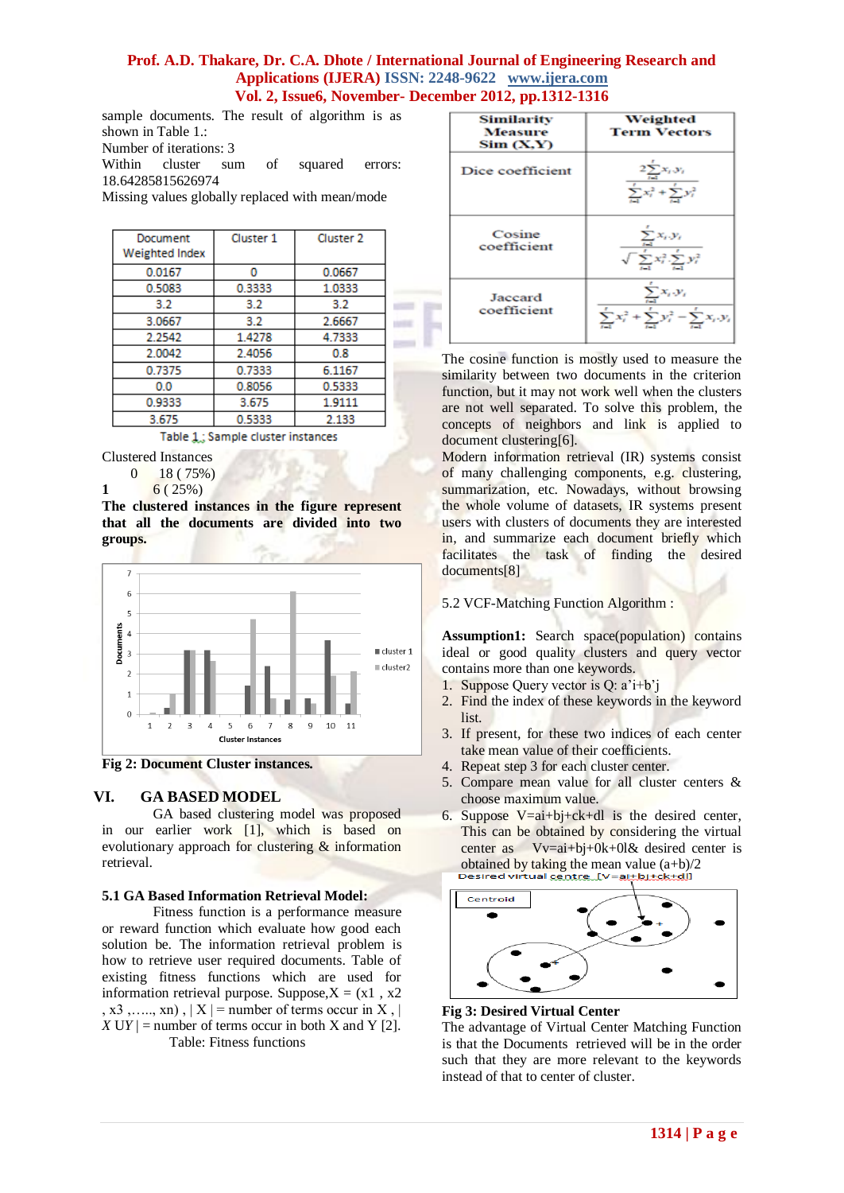sample documents. The result of algorithm is as shown in Table 1.:

Number of iterations: 3

Within cluster sum of squared errors: 18.64285815626974

Missing values globally replaced with mean/mode

| Document Weighted Index | Cluster 1 | Cluster 2 |
|---|---|---|
| 0.0167 | 0 | 0.0667 |
| 0.5083 | 0.3333 | 1.0333 |
| 3.2 | 3.2 | 3.2 |
| 3.0667 | 3.2 | 2.6667 |
| 2.2542 | 1.4278 | 4.7333 |
| 2.0042 | 2.4056 | 0.8 |
| 0.7375 | 0.7333 | 6.1167 |
| 0.0 | 0.8056 | 0.5333 |
| 0.9333 | 3.675 | 1.9111 |
| 3.675 | 0.5333 | 2.133 |

Table 1 : Sample cluster instances

Clustered Instances

0 18 ( 75%)

**1** 6 ( 25%)

**The clustered instances in the figure represent that all the documents are divided into two groups.**

**Fig 2: Document Cluster instances.**

## VI. GA BASED MODEL

GA based clustering model was proposed in our earlier work [1], which is based on evolutionary approach for clustering & information retrieval.

### 5.1 GA Based Information Retrieval Model:

Fitness function is a performance measure or reward function which evaluate how good each solution be. The information retrieval problem is how to retrieve user required documents. Table of existing fitness functions which are used for information retrieval purpose. Suppose,X = (x1 , x2 , x3 ,….., xn) , | X | = number of terms occur in X , | *X* UY | = number of terms occur in both X and Y [2].

Table: Fitness functions

| Similarity Measure Sim (X,Y) | Weighted Term Vectors |
|---|---|
| Dice coefficient | $\frac{2\sum_{i=1}^{t} x_i \cdot y_i}{\sum_{i=1}^{t} x_i^2 + \sum_{i=1}^{t} y_i^2}$ |
| Cosine coefficient | $\frac{\sum_{i=1}^{t} x_i \cdot y_i}{\sqrt{\sum_{i=1}^{t} x_i^2 \cdot \sum_{i=1}^{t} y_i^2}}$ |
| Jaccard coefficient | $\frac{\sum_{i=1}^{t} x_i \cdot y_i}{\sum_{i=1}^{t} x_i^2 + \sum_{i=1}^{t} y_i^2 - \sum_{i=1}^{t} x_i \cdot y_i}$ |

The cosine function is mostly used to measure the similarity between two documents in the criterion function, but it may not work well when the clusters are not well separated. To solve this problem, the concepts of neighbors and link is applied to document clustering[6].

Modern information retrieval (IR) systems consist of many challenging components, e.g. clustering, summarization, etc. Nowadays, without browsing the whole volume of datasets, IR systems present users with clusters of documents they are interested in, and summarize each document briefly which facilitates the task of finding the desired documents[8]

### 5.2 VCF-Matching Function Algorithm :

**Assumption1:** Search space(population) contains ideal or good quality clusters and query vector contains more than one keywords.

1. Suppose Query vector is Q: a'i+b'j
2. Find the index of these keywords in the keyword list.
3. If present, for these two indices of each center take mean value of their coefficients.
4. Repeat step 3 for each cluster center.
5. Compare mean value for all cluster centers & choose maximum value.
6. Suppose V=ai+bj+ck+dl is the desired center, This can be obtained by considering the virtual center as Vv=ai+bj+0k+0l& desired center is obtained by taking the mean value (a+b)/2

**Fig 3: Desired Virtual Center**

The advantage of Virtual Center Matching Function is that the Documents retrieved will be in the order such that they are more relevant to the keywords instead of that to center of cluster.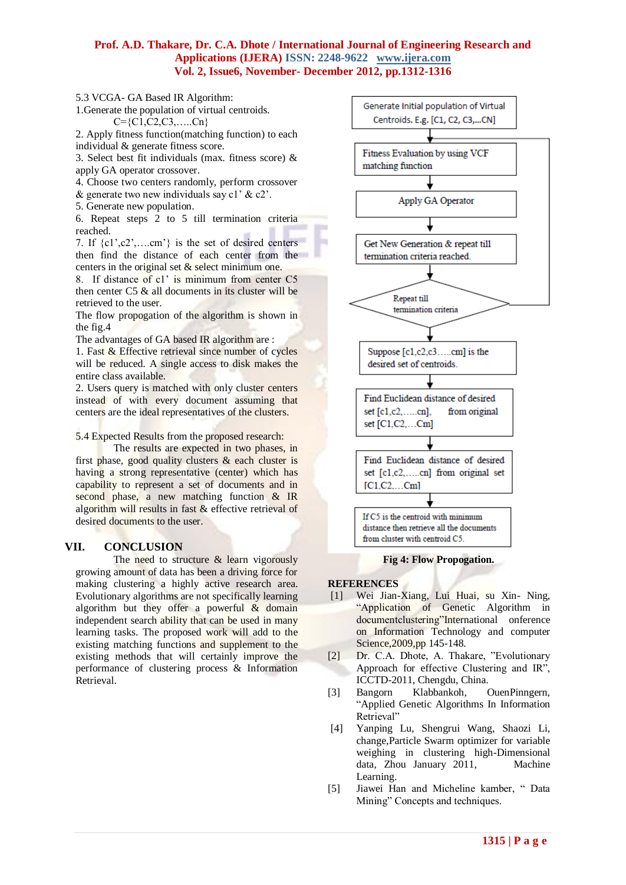5.3 VCGA- GA Based IR Algorithm:

1.Generate the population of virtual centroids.
C={C1,C2,C3,…..Cn}
2. Apply fitness function(matching function) to each individual & generate fitness score.
3. Select best fit individuals (max. fitness score) & apply GA operator crossover.
4. Choose two centers randomly, perform crossover & generate two new individuals say c1' & c2'.
5. Generate new population.
6. Repeat steps 2 to 5 till termination criteria reached.
7. If {c1',c2',….cm'} is the set of desired centers then find the distance of each center from the centers in the original set & select minimum one.
8. If distance of c1' is minimum from center C5 then center C5 & all documents in its cluster will be retrieved to the user.

The flow propogation of the algorithm is shown in the fig.4

The advantages of GA based IR algorithm are :
1. Fast & Effective retrieval since number of cycles will be reduced. A single access to disk makes the entire class available.
2. Users query is matched with only cluster centers instead of with every document assuming that centers are the ideal representatives of the clusters.

5.4 Expected Results from the proposed research:

The results are expected in two phases, in first phase, good quality clusters & each cluster is having a strong representative (center) which has capability to represent a set of documents and in second phase, a new matching function & IR algorithm will results in fast & effective retrieval of desired documents to the user.

## VII. CONCLUSION

The need to structure & learn vigorously growing amount of data has been a driving force for making clustering a highly active research area. Evolutionary algorithms are not specifically learning algorithm but they offer a powerful & domain independent search ability that can be used in many learning tasks. The proposed work will add to the existing matching functions and supplement to the existing methods that will certainly improve the performance of clustering process & Information Retrieval.

Generate Initial population of Virtual Centroids. E.g. [C1, C2, C3,...CN]

Fitness Evaluation by using VCF matching function

Apply GA Operator

Get New Generation & repeat till termination criteria reached.

Repeat till termination criteria

Suppose [c1,c2,c3…..cm] is the desired set of centroids.

Find Euclidean distance of desired set [c1,c2,…..cn], from original set [C1,C2,…Cm]

Find Euclidean distance of desired set [c1,c2,…..cn] from original set [C1,C2,…Cm]

If C5 is the centroid with minimum distance then retrieve all the documents from cluster with centroid C5.

**Fig 4: Flow Propogation.**

## REFERENCES

[1] Wei Jian-Xiang, Lui Huai, su Xin- Ning, "Application of Genetic Algorithm in documentclustering"International onference on Information Technology and computer Science,2009,pp 145-148.

[2] Dr. C.A. Dhote, A. Thakare, "Evolutionary Approach for effective Clustering and IR", ICCTD-2011, Chengdu, China.

[3] Bangorn Klabbankoh, OuenPinngern, "Applied Genetic Algorithms In Information Retrieval"

[4] Yanping Lu, Shengrui Wang, Shaozi Li, change,Particle Swarm optimizer for variable weighing in clustering high-Dimensional data, Zhou January 2011, Machine Learning.

[5] Jiawei Han and Micheline kamber, " Data Mining" Concepts and techniques.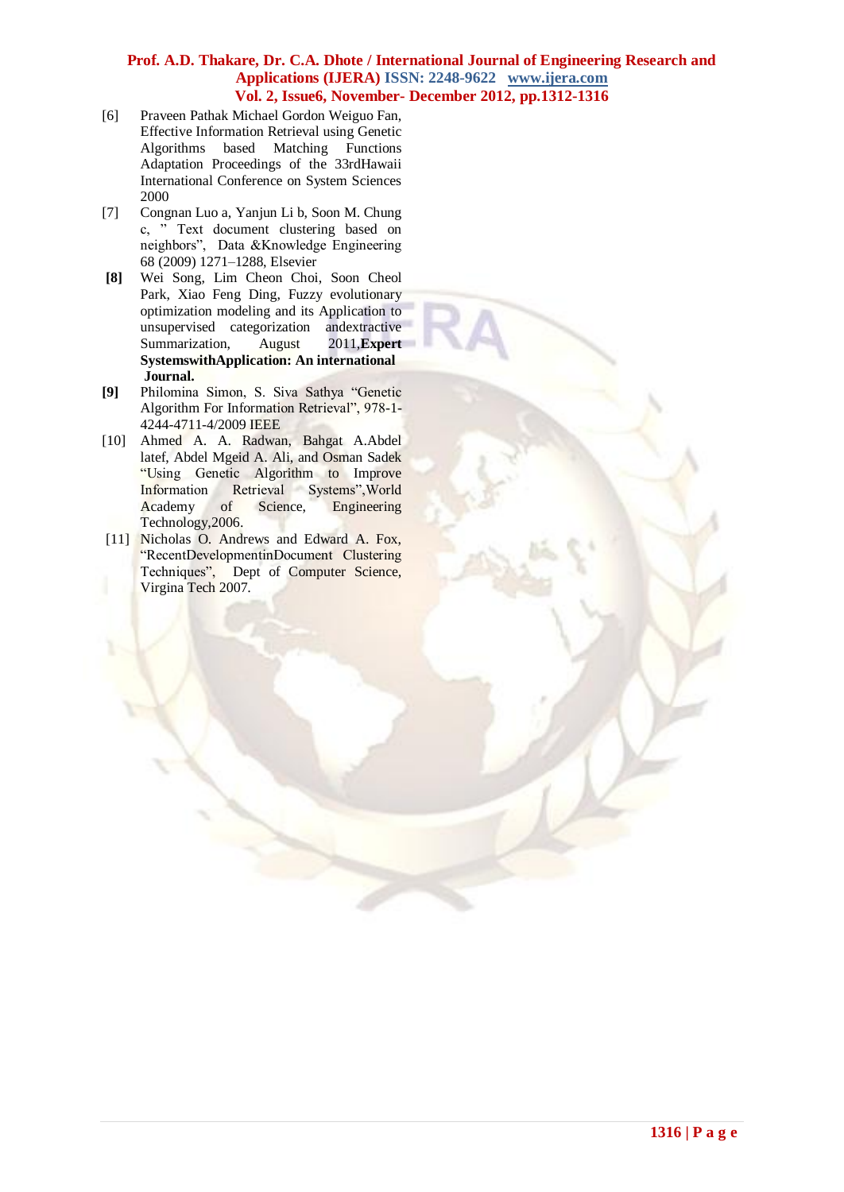[6] Praveen Pathak Michael Gordon Weiguo Fan, Effective Information Retrieval using Genetic Algorithms based Matching Functions Adaptation Proceedings of the 33rdHawaii International Conference on System Sciences 2000

[7] Congnan Luo a, Yanjun Li b, Soon M. Chung c, " Text document clustering based on neighbors", Data &Knowledge Engineering 68 (2009) 1271–1288, Elsevier

**[8]** Wei Song, Lim Cheon Choi, Soon Cheol Park, Xiao Feng Ding, Fuzzy evolutionary optimization modeling and its Application to unsupervised categorization andextractive Summarization, August 2011,**Expert SystemswithApplication: An international Journal.**

**[9]** Philomina Simon, S. Siva Sathya "Genetic Algorithm For Information Retrieval", 978-1-4244-4711-4/2009 IEEE

[10] Ahmed A. A. Radwan, Bahgat A.Abdel latef, Abdel Mgeid A. Ali, and Osman Sadek "Using Genetic Algorithm to Improve Information Retrieval Systems",World Academy of Science, Engineering Technology,2006.

[11] Nicholas O. Andrews and Edward A. Fox, "RecentDevelopmentinDocument Clustering Techniques", Dept of Computer Science, Virgina Tech 2007.